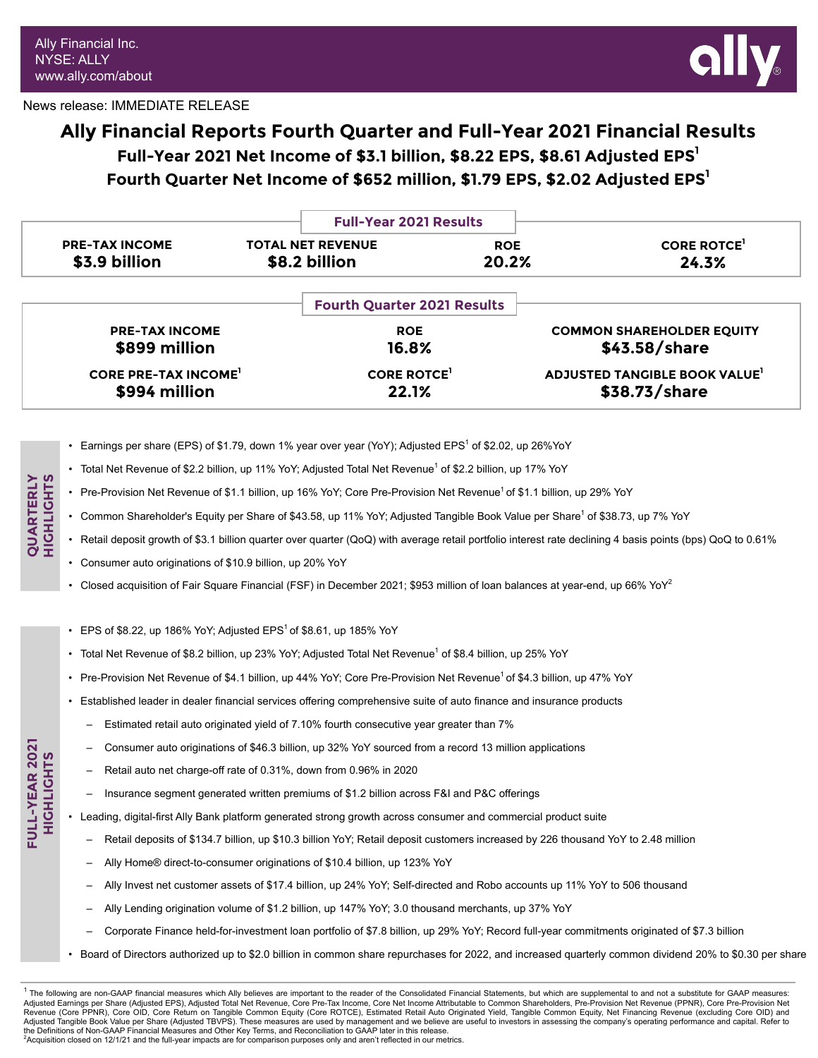Ally Financial Inc.
NYSE: ALLY
www.ally.com/about

News release: IMMEDIATE RELEASE

# Ally Financial Reports Fourth Quarter and Full-Year 2021 Financial Results

## Full-Year 2021 Net Income of $3.1 billion, $8.22 EPS, $8.61 Adjusted EPS[1]

## Fourth Quarter Net Income of $652 million, $1.79 EPS, $2.02 Adjusted EPS[1]

**Full-Year 2021 Results**

| PRE-TAX INCOME | TOTAL NET REVENUE | ROE | CORE ROTCE[1] |
|---|---|---|---|
| $3.9 billion | $8.2 billion | 20.2% | 24.3% |

**Fourth Quarter 2021 Results**

| PRE-TAX INCOME | ROE | COMMON SHAREHOLDER EQUITY |
|---|---|---|
| $899 million | 16.8% | $43.58/share |
| **CORE PRE-TAX INCOME[1]** | **CORE ROTCE[1]** | **ADJUSTED TANGIBLE BOOK VALUE[1]** |
| $994 million | 22.1% | $38.73/share |

### QUARTERLY HIGHLIGHTS

- Earnings per share (EPS) of $1.79, down 1% year over year (YoY); Adjusted EPS[1] of $2.02, up 26%YoY
- Total Net Revenue of $2.2 billion, up 11% YoY; Adjusted Total Net Revenue[1] of $2.2 billion, up 17% YoY
- Pre-Provision Net Revenue of $1.1 billion, up 16% YoY; Core Pre-Provision Net Revenue[1] of $1.1 billion, up 29% YoY
- Common Shareholder's Equity per Share of $43.58, up 11% YoY; Adjusted Tangible Book Value per Share[1] of $38.73, up 7% YoY
- Retail deposit growth of $3.1 billion quarter over quarter (QoQ) with average retail portfolio interest rate declining 4 basis points (bps) QoQ to 0.61%
- Consumer auto originations of $10.9 billion, up 20% YoY
- Closed acquisition of Fair Square Financial (FSF) in December 2021; $953 million of loan balances at year-end, up 66% YoY[2]

### FULL-YEAR 2021 HIGHLIGHTS

- EPS of $8.22, up 186% YoY; Adjusted EPS[1] of $8.61, up 185% YoY
- Total Net Revenue of $8.2 billion, up 23% YoY; Adjusted Total Net Revenue[1] of $8.4 billion, up 25% YoY
- Pre-Provision Net Revenue of $4.1 billion, up 44% YoY; Core Pre-Provision Net Revenue[1] of $4.3 billion, up 47% YoY
- Established leader in dealer financial services offering comprehensive suite of auto finance and insurance products
  - Estimated retail auto originated yield of 7.10% fourth consecutive year greater than 7%
  - Consumer auto originations of $46.3 billion, up 32% YoY sourced from a record 13 million applications
  - Retail auto net charge-off rate of 0.31%, down from 0.96% in 2020
  - Insurance segment generated written premiums of $1.2 billion across F&I and P&C offerings
- Leading, digital-first Ally Bank platform generated strong growth across consumer and commercial product suite
  - Retail deposits of $134.7 billion, up $10.3 billion YoY; Retail deposit customers increased by 226 thousand YoY to 2.48 million
  - Ally Home® direct-to-consumer originations of $10.4 billion, up 123% YoY
  - Ally Invest net customer assets of $17.4 billion, up 24% YoY; Self-directed and Robo accounts up 11% YoY to 506 thousand
  - Ally Lending origination volume of $1.2 billion, up 147% YoY; 3.0 thousand merchants, up 37% YoY
  - Corporate Finance held-for-investment loan portfolio of $7.8 billion, up 29% YoY; Record full-year commitments originated of $7.3 billion
- Board of Directors authorized up to $2.0 billion in common share repurchases for 2022, and increased quarterly common dividend 20% to $0.30 per share

[1] The following are non-GAAP financial measures which Ally believes are important to the reader of the Consolidated Financial Statements, but which are supplemental to and not a substitute for GAAP measures: Adjusted Earnings per Share (Adjusted EPS), Adjusted Total Net Revenue, Core Pre-Tax Income, Core Net Income Attributable to Common Shareholders, Pre-Provision Net Revenue (PPNR), Core Pre-Provision Net Revenue (Core PPNR), Core OID, Core Return on Tangible Common Equity (Core ROTCE), Estimated Retail Auto Originated Yield, Tangible Common Equity, Net Financing Revenue (excluding Core OID) and Adjusted Tangible Book Value per Share (Adjusted TBVPS). These measures are used by management and we believe are useful to investors in assessing the company's operating performance and capital. Refer to the Definitions of Non-GAAP Financial Measures and Other Key Terms, and Reconciliation to GAAP later in this release.
[2] Acquisition closed on 12/1/21 and the full-year impacts are for comparison purposes only and aren't reflected in our metrics.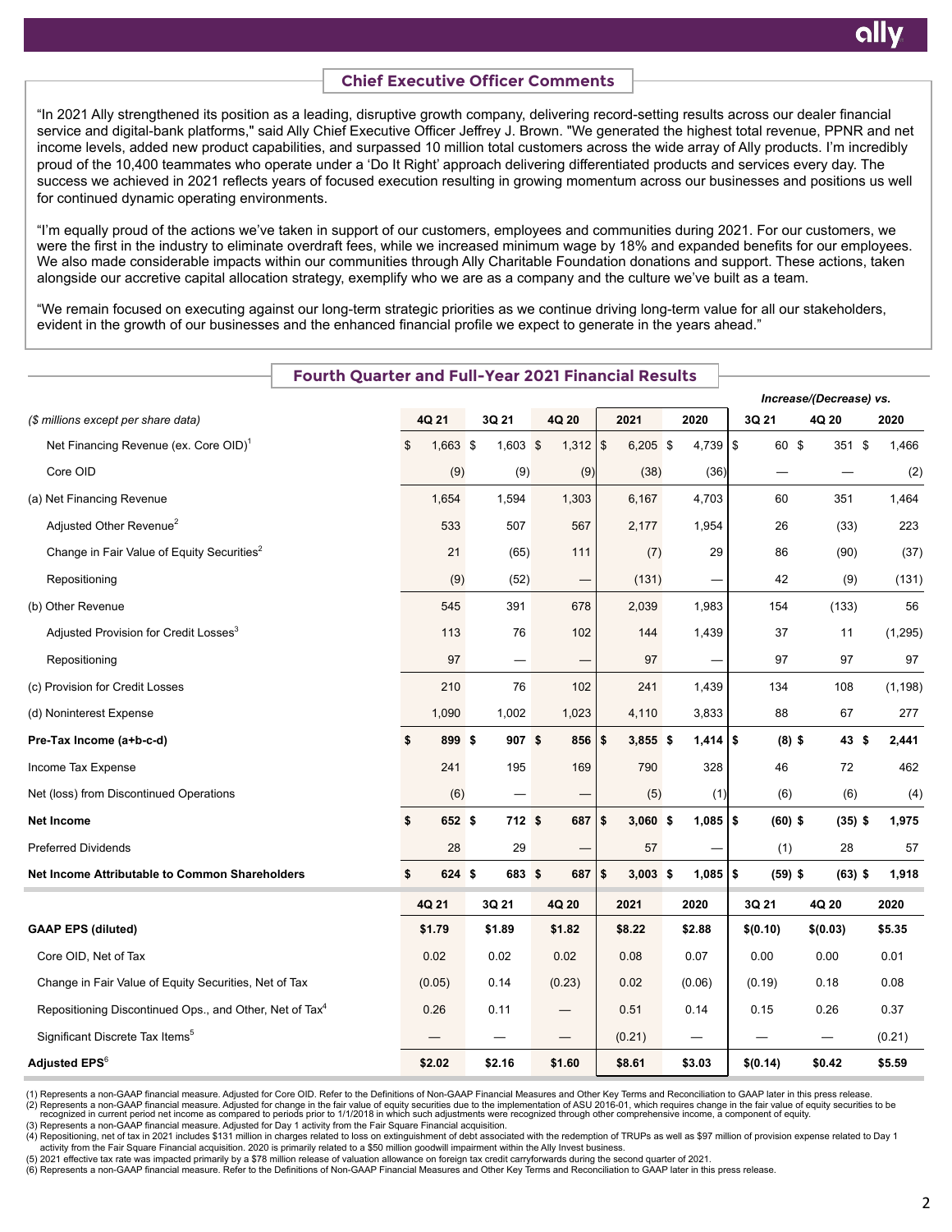## Chief Executive Officer Comments

"In 2021 Ally strengthened its position as a leading, disruptive growth company, delivering record-setting results across our dealer financial service and digital-bank platforms," said Ally Chief Executive Officer Jeffrey J. Brown. "We generated the highest total revenue, PPNR and net income levels, added new product capabilities, and surpassed 10 million total customers across the wide array of Ally products. I'm incredibly proud of the 10,400 teammates who operate under a 'Do It Right' approach delivering differentiated products and services every day. The success we achieved in 2021 reflects years of focused execution resulting in growing momentum across our businesses and positions us well for continued dynamic operating environments.

"I'm equally proud of the actions we've taken in support of our customers, employees and communities during 2021. For our customers, we were the first in the industry to eliminate overdraft fees, while we increased minimum wage by 18% and expanded benefits for our employees. We also made considerable impacts within our communities through Ally Charitable Foundation donations and support. These actions, taken alongside our accretive capital allocation strategy, exemplify who we are as a company and the culture we've built as a team.

"We remain focused on executing against our long-term strategic priorities as we continue driving long-term value for all our stakeholders, evident in the growth of our businesses and the enhanced financial profile we expect to generate in the years ahead."

## Fourth Quarter and Full-Year 2021 Financial Results

| *($ millions except per share data)* | 4Q 21 | 3Q 21 | 4Q 20 | 2021 | 2020 | Increase/(Decrease) vs. 3Q 21 | 4Q 20 | 2020 |
|---|---|---|---|---|---|---|---|---|
| Net Financing Revenue (ex. Core OID)[1] | $ 1,663 | $ 1,603 | $ 1,312 | $ 6,205 | $ 4,739 | $ 60 | $ 351 | $ 1,466 |
| Core OID | (9) | (9) | (9) | (38) | (36) | — | — | (2) |
| (a) Net Financing Revenue | 1,654 | 1,594 | 1,303 | 6,167 | 4,703 | 60 | 351 | 1,464 |
| Adjusted Other Revenue[2] | 533 | 507 | 567 | 2,177 | 1,954 | 26 | (33) | 223 |
| Change in Fair Value of Equity Securities[2] | 21 | (65) | 111 | (7) | 29 | 86 | (90) | (37) |
| Repositioning | (9) | (52) | — | (131) | — | 42 | (9) | (131) |
| (b) Other Revenue | 545 | 391 | 678 | 2,039 | 1,983 | 154 | (133) | 56 |
| Adjusted Provision for Credit Losses[3] | 113 | 76 | 102 | 144 | 1,439 | 37 | 11 | (1,295) |
| Repositioning | 97 | — | — | 97 | — | 97 | 97 | 97 |
| (c) Provision for Credit Losses | 210 | 76 | 102 | 241 | 1,439 | 134 | 108 | (1,198) |
| (d) Noninterest Expense | 1,090 | 1,002 | 1,023 | 4,110 | 3,833 | 88 | 67 | 277 |
| **Pre-Tax Income (a+b-c-d)** | **$ 899** | **$ 907** | **$ 856** | **$ 3,855** | **$ 1,414** | **$ (8)** | **$ 43** | **$ 2,441** |
| Income Tax Expense | 241 | 195 | 169 | 790 | 328 | 46 | 72 | 462 |
| Net (loss) from Discontinued Operations | (6) | — | — | (5) | (1) | (6) | (6) | (4) |
| **Net Income** | **$ 652** | **$ 712** | **$ 687** | **$ 3,060** | **$ 1,085** | **$ (60)** | **$ (35)** | **$ 1,975** |
| Preferred Dividends | 28 | 29 | — | 57 | — | (1) | 28 | 57 |
| **Net Income Attributable to Common Shareholders** | **$ 624** | **$ 683** | **$ 687** | **$ 3,003** | **$ 1,085** | **$ (59)** | **$ (63)** | **$ 1,918** |

| | 4Q 21 | 3Q 21 | 4Q 20 | 2021 | 2020 | 3Q 21 | 4Q 20 | 2020 |
|---|---|---|---|---|---|---|---|---|
| **GAAP EPS (diluted)** | **$1.79** | **$1.89** | **$1.82** | **$8.22** | **$2.88** | **$(0.10)** | **$(0.03)** | **$5.35** |
| Core OID, Net of Tax | 0.02 | 0.02 | 0.02 | 0.08 | 0.07 | 0.00 | 0.00 | 0.01 |
| Change in Fair Value of Equity Securities, Net of Tax | (0.05) | 0.14 | (0.23) | 0.02 | (0.06) | (0.19) | 0.18 | 0.08 |
| Repositioning Discontinued Ops., and Other, Net of Tax[4] | 0.26 | 0.11 | — | 0.51 | 0.14 | 0.15 | 0.26 | 0.37 |
| Significant Discrete Tax Items[5] | — | — | — | (0.21) | — | — | — | (0.21) |
| **Adjusted EPS**[6] | **$2.02** | **$2.16** | **$1.60** | **$8.61** | **$3.03** | **$(0.14)** | **$0.42** | **$5.59** |

(1) Represents a non-GAAP financial measure. Adjusted for Core OID. Refer to the Definitions of Non-GAAP Financial Measures and Other Key Terms and Reconciliation to GAAP later in this press release.
(2) Represents a non-GAAP financial measure. Adjusted for change in the fair value of equity securities due to the implementation of ASU 2016-01, which requires change in the fair value of equity securities to be recognized in current period net income as compared to periods prior to 1/1/2018 in which such adjustments were recognized through other comprehensive income, a component of equity.
(3) Represents a non-GAAP financial measure. Adjusted for Day 1 activity from the Fair Square Financial acquisition.
(4) Repositioning, net of tax in 2021 includes $131 million in charges related to loss on extinguishment of debt associated with the redemption of TRUPs as well as $97 million of provision expense related to Day 1 activity from the Fair Square Financial acquisition. 2020 is primarily related to a $50 million goodwill impairment within the Ally Invest business.
(5) 2021 effective tax rate was impacted primarily by a $78 million release of valuation allowance on foreign tax credit carryforwards during the second quarter of 2021.
(6) Represents a non-GAAP financial measure. Refer to the Definitions of Non-GAAP Financial Measures and Other Key Terms and Reconciliation to GAAP later in this press release.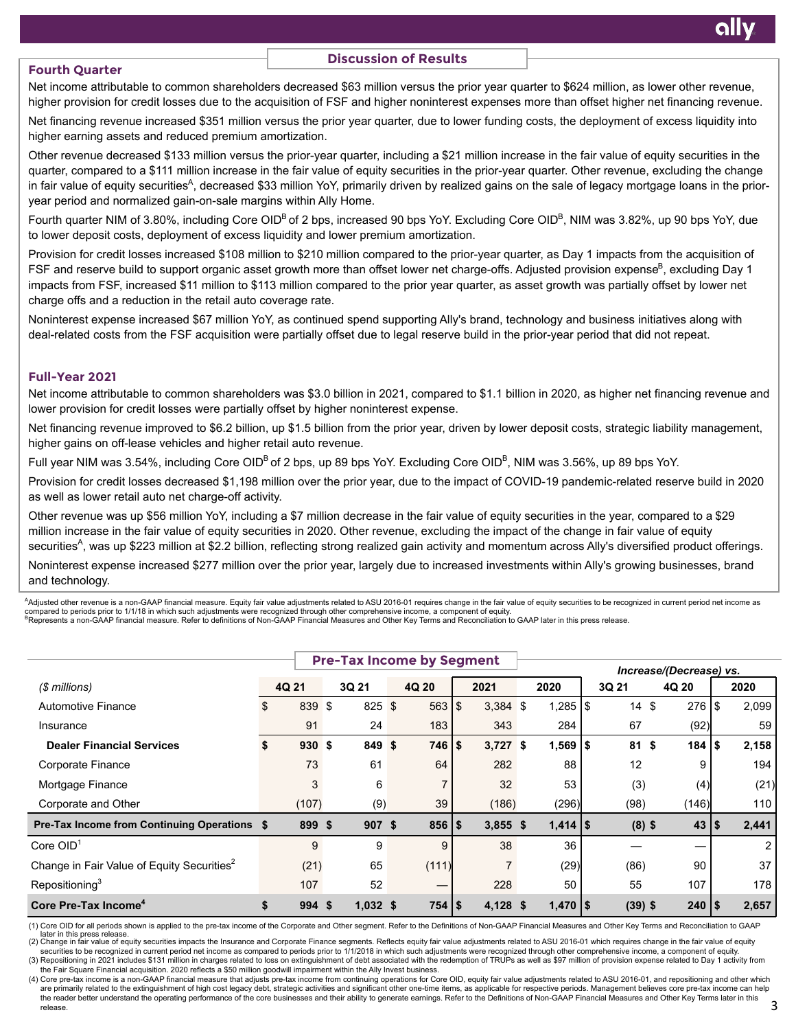## Discussion of Results

### Fourth Quarter

Net income attributable to common shareholders decreased $63 million versus the prior year quarter to $624 million, as lower other revenue, higher provision for credit losses due to the acquisition of FSF and higher noninterest expenses more than offset higher net financing revenue.

Net financing revenue increased $351 million versus the prior year quarter, due to lower funding costs, the deployment of excess liquidity into higher earning assets and reduced premium amortization.

Other revenue decreased $133 million versus the prior-year quarter, including a $21 million increase in the fair value of equity securities in the quarter, compared to a $111 million increase in the fair value of equity securities in the prior-year quarter. Other revenue, excluding the change in fair value of equity securities[A], decreased $33 million YoY, primarily driven by realized gains on the sale of legacy mortgage loans in the prior-year period and normalized gain-on-sale margins within Ally Home.

Fourth quarter NIM of 3.80%, including Core OID[B] of 2 bps, increased 90 bps YoY. Excluding Core OID[B], NIM was 3.82%, up 90 bps YoY, due to lower deposit costs, deployment of excess liquidity and lower premium amortization.

Provision for credit losses increased $108 million to $210 million compared to the prior-year quarter, as Day 1 impacts from the acquisition of FSF and reserve build to support organic asset growth more than offset lower net charge-offs. Adjusted provision expense[B], excluding Day 1 impacts from FSF, increased $11 million to $113 million compared to the prior year quarter, as asset growth was partially offset by lower net charge offs and a reduction in the retail auto coverage rate.

Noninterest expense increased $67 million YoY, as continued spend supporting Ally's brand, technology and business initiatives along with deal-related costs from the FSF acquisition were partially offset due to legal reserve build in the prior-year period that did not repeat.

### Full-Year 2021

Net income attributable to common shareholders was $3.0 billion in 2021, compared to $1.1 billion in 2020, as higher net financing revenue and lower provision for credit losses were partially offset by higher noninterest expense.

Net financing revenue improved to $6.2 billion, up $1.5 billion from the prior year, driven by lower deposit costs, strategic liability management, higher gains on off-lease vehicles and higher retail auto revenue.

Full year NIM was 3.54%, including Core OID[B] of 2 bps, up 89 bps YoY. Excluding Core OID[B], NIM was 3.56%, up 89 bps YoY.

Provision for credit losses decreased $1,198 million over the prior year, due to the impact of COVID-19 pandemic-related reserve build in 2020 as well as lower retail auto net charge-off activity.

Other revenue was up $56 million YoY, including a $7 million decrease in the fair value of equity securities in the year, compared to a $29 million increase in the fair value of equity securities in 2020. Other revenue, excluding the impact of the change in fair value of equity securities[A], was up $223 million at $2.2 billion, reflecting strong realized gain activity and momentum across Ally's diversified product offerings.

Noninterest expense increased $277 million over the prior year, largely due to increased investments within Ally's growing businesses, brand and technology.

[A]Adjusted other revenue is a non-GAAP financial measure. Equity fair value adjustments related to ASU 2016-01 requires change in the fair value of equity securities to be recognized in current period net income as compared to periods prior to 1/1/18 in which such adjustments were recognized through other comprehensive income, a component of equity.
[B]Represents a non-GAAP financial measure. Refer to definitions of Non-GAAP Financial Measures and Other Key Terms and Reconciliation to GAAP later in this press release.

## Pre-Tax Income by Segment

| | | | | | | Increase/(Decrease) vs. | | |
|---|---|---|---|---|---|---|---|---|
| *($ millions)* | 4Q 21 | 3Q 21 | 4Q 20 | 2021 | 2020 | 3Q 21 | 4Q 20 | 2020 |
| Automotive Finance | $ 839 | $ 825 | $ 563 | $ 3,384 | $ 1,285 | $ 14 | $ 276 | $ 2,099 |
| Insurance | 91 | 24 | 183 | 343 | 284 | 67 | (92) | 59 |
| **Dealer Financial Services** | **$ 930** | **$ 849** | **$ 746** | **$ 3,727** | **$ 1,569** | **$ 81** | **$ 184** | **$ 2,158** |
| Corporate Finance | 73 | 61 | 64 | 282 | 88 | 12 | 9 | 194 |
| Mortgage Finance | 3 | 6 | 7 | 32 | 53 | (3) | (4) | (21) |
| Corporate and Other | (107) | (9) | 39 | (186) | (296) | (98) | (146) | 110 |
| **Pre-Tax Income from Continuing Operations** | **$ 899** | **$ 907** | **$ 856** | **$ 3,855** | **$ 1,414** | **$ (8)** | **$ 43** | **$ 2,441** |
| Core OID[1] | 9 | 9 | 9 | 38 | 36 | — | — | 2 |
| Change in Fair Value of Equity Securities[2] | (21) | 65 | (111) | 7 | (29) | (86) | 90 | 37 |
| Repositioning[3] | 107 | 52 | — | 228 | 50 | 55 | 107 | 178 |
| **Core Pre-Tax Income[4]** | **$ 994** | **$ 1,032** | **$ 754** | **$ 4,128** | **$ 1,470** | **$ (39)** | **$ 240** | **$ 2,657** |

(1) Core OID for all periods shown is applied to the pre-tax income of the Corporate and Other segment. Refer to the Definitions of Non-GAAP Financial Measures and Other Key Terms and Reconciliation to GAAP later in this press release.
(2) Change in fair value of equity securities impacts the Insurance and Corporate Finance segments. Reflects equity fair value adjustments related to ASU 2016-01 which requires change in the fair value of equity securities to be recognized in current period net income as compared to periods prior to 1/1/2018 in which such adjustments were recognized through other comprehensive income, a component of equity.
(3) Repositioning in 2021 includes $131 million in charges related to loss on extinguishment of debt associated with the redemption of TRUPs as well as $97 million of provision expense related to Day 1 activity from the Fair Square Financial acquisition. 2020 reflects a $50 million goodwill impairment within the Ally Invest business.
(4) Core pre-tax income is a non-GAAP financial measure that adjusts pre-tax income from continuing operations for Core OID, equity fair value adjustments related to ASU 2016-01, and repositioning and other which are primarily related to the extinguishment of high cost legacy debt, strategic activities and significant other one-time items, as applicable for respective periods. Management believes core pre-tax income can help the reader better understand the operating performance of the core businesses and their ability to generate earnings. Refer to the Definitions of Non-GAAP Financial Measures and Other Key Terms later in this release.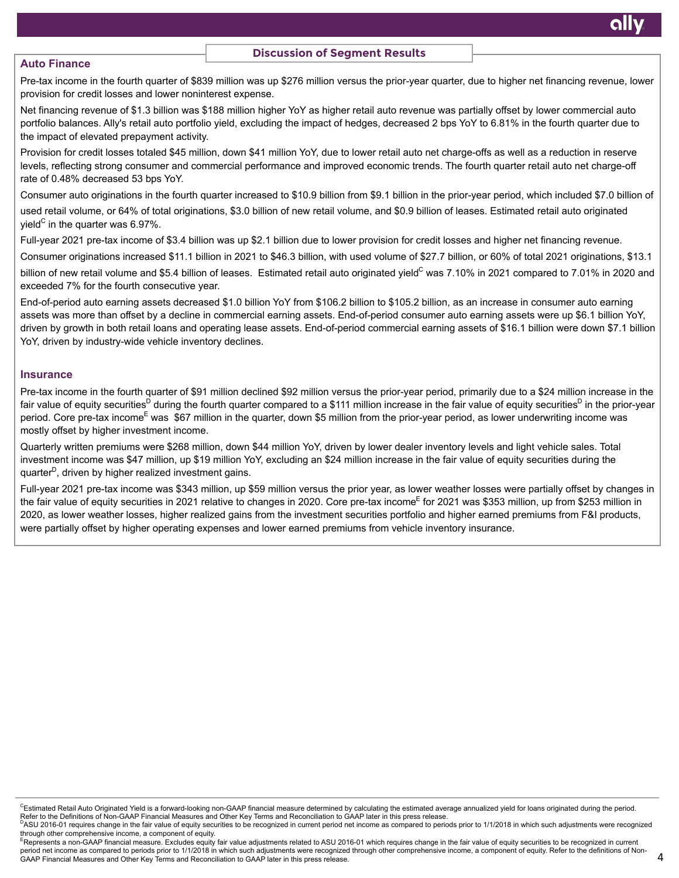## Discussion of Segment Results

### Auto Finance

Pre-tax income in the fourth quarter of $839 million was up $276 million versus the prior-year quarter, due to higher net financing revenue, lower provision for credit losses and lower noninterest expense.

Net financing revenue of $1.3 billion was $188 million higher YoY as higher retail auto revenue was partially offset by lower commercial auto portfolio balances. Ally's retail auto portfolio yield, excluding the impact of hedges, decreased 2 bps YoY to 6.81% in the fourth quarter due to the impact of elevated prepayment activity.

Provision for credit losses totaled $45 million, down $41 million YoY, due to lower retail auto net charge-offs as well as a reduction in reserve levels, reflecting strong consumer and commercial performance and improved economic trends. The fourth quarter retail auto net charge-off rate of 0.48% decreased 53 bps YoY.

Consumer auto originations in the fourth quarter increased to $10.9 billion from $9.1 billion in the prior-year period, which included $7.0 billion of used retail volume, or 64% of total originations, $3.0 billion of new retail volume, and $0.9 billion of leases. Estimated retail auto originated yield[C] in the quarter was 6.97%.

Full-year 2021 pre-tax income of $3.4 billion was up $2.1 billion due to lower provision for credit losses and higher net financing revenue.

Consumer originations increased $11.1 billion in 2021 to $46.3 billion, with used volume of $27.7 billion, or 60% of total 2021 originations, $13.1 billion of new retail volume and $5.4 billion of leases. Estimated retail auto originated yield[C] was 7.10% in 2021 compared to 7.01% in 2020 and exceeded 7% for the fourth consecutive year.

End-of-period auto earning assets decreased $1.0 billion YoY from $106.2 billion to $105.2 billion, as an increase in consumer auto earning assets was more than offset by a decline in commercial earning assets. End-of-period consumer auto earning assets were up $6.1 billion YoY, driven by growth in both retail loans and operating lease assets. End-of-period commercial earning assets of $16.1 billion were down $7.1 billion YoY, driven by industry-wide vehicle inventory declines.

### Insurance

Pre-tax income in the fourth quarter of $91 million declined $92 million versus the prior-year period, primarily due to a $24 million increase in the fair value of equity securities[D] during the fourth quarter compared to a $111 million increase in the fair value of equity securities[D] in the prior-year period. Core pre-tax income[E] was $67 million in the quarter, down $5 million from the prior-year period, as lower underwriting income was mostly offset by higher investment income.

Quarterly written premiums were $268 million, down $44 million YoY, driven by lower dealer inventory levels and light vehicle sales. Total investment income was $47 million, up $19 million YoY, excluding an $24 million increase in the fair value of equity securities during the quarter[D], driven by higher realized investment gains.

Full-year 2021 pre-tax income was $343 million, up $59 million versus the prior year, as lower weather losses were partially offset by changes in the fair value of equity securities in 2021 relative to changes in 2020. Core pre-tax income[E] for 2021 was $353 million, up from $253 million in 2020, as lower weather losses, higher realized gains from the investment securities portfolio and higher earned premiums from F&I products, were partially offset by higher operating expenses and lower earned premiums from vehicle inventory insurance.

---

[C]Estimated Retail Auto Originated Yield is a forward-looking non-GAAP financial measure determined by calculating the estimated average annualized yield for loans originated during the period. Refer to the Definitions of Non-GAAP Financial Measures and Other Key Terms and Reconciliation to GAAP later in this press release.

[D]ASU 2016-01 requires change in the fair value of equity securities to be recognized in current period net income as compared to periods prior to 1/1/2018 in which such adjustments were recognized through other comprehensive income, a component of equity.

[E]Represents a non-GAAP financial measure. Excludes equity fair value adjustments related to ASU 2016-01 which requires change in the fair value of equity securities to be recognized in current period net income as compared to periods prior to 1/1/2018 in which such adjustments were recognized through other comprehensive income, a component of equity. Refer to the definitions of Non-GAAP Financial Measures and Other Key Terms and Reconciliation to GAAP later in this press release.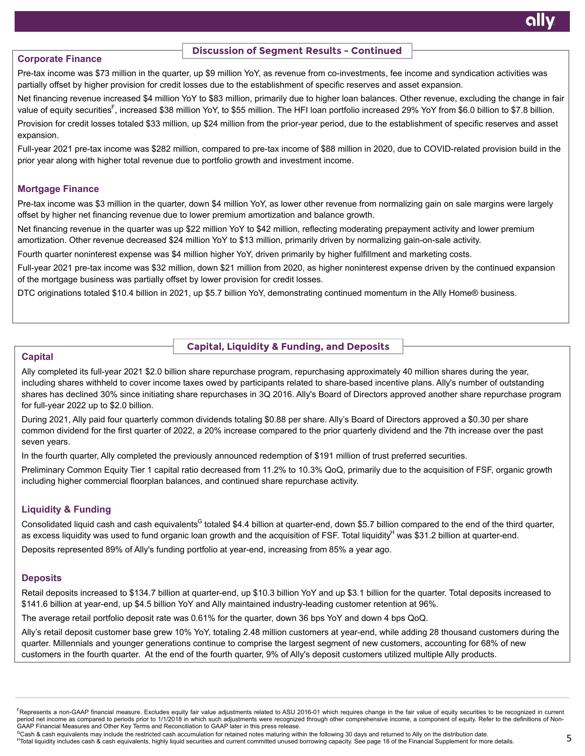## Discussion of Segment Results - Continued

### Corporate Finance

Pre-tax income was $73 million in the quarter, up $9 million YoY, as revenue from co-investments, fee income and syndication activities was partially offset by higher provision for credit losses due to the establishment of specific reserves and asset expansion.

Net financing revenue increased $4 million YoY to $83 million, primarily due to higher loan balances. Other revenue, excluding the change in fair value of equity securities[F], increased $38 million YoY, to $55 million. The HFI loan portfolio increased 29% YoY from $6.0 billion to $7.8 billion.

Provision for credit losses totaled $33 million, up $24 million from the prior-year period, due to the establishment of specific reserves and asset expansion.

Full-year 2021 pre-tax income was $282 million, compared to pre-tax income of $88 million in 2020, due to COVID-related provision build in the prior year along with higher total revenue due to portfolio growth and investment income.

### Mortgage Finance

Pre-tax income was $3 million in the quarter, down $4 million YoY, as lower other revenue from normalizing gain on sale margins were largely offset by higher net financing revenue due to lower premium amortization and balance growth.

Net financing revenue in the quarter was up $22 million YoY to $42 million, reflecting moderating prepayment activity and lower premium amortization. Other revenue decreased $24 million YoY to $13 million, primarily driven by normalizing gain-on-sale activity.

Fourth quarter noninterest expense was $4 million higher YoY, driven primarily by higher fulfillment and marketing costs.

Full-year 2021 pre-tax income was $32 million, down $21 million from 2020, as higher noninterest expense driven by the continued expansion of the mortgage business was partially offset by lower provision for credit losses.

DTC originations totaled $10.4 billion in 2021, up $5.7 billion YoY, demonstrating continued momentum in the Ally Home® business.

## Capital, Liquidity & Funding, and Deposits

### Capital

Ally completed its full-year 2021 $2.0 billion share repurchase program, repurchasing approximately 40 million shares during the year, including shares withheld to cover income taxes owed by participants related to share-based incentive plans. Ally's number of outstanding shares has declined 30% since initiating share repurchases in 3Q 2016. Ally's Board of Directors approved another share repurchase program for full-year 2022 up to $2.0 billion.

During 2021, Ally paid four quarterly common dividends totaling $0.88 per share. Ally's Board of Directors approved a $0.30 per share common dividend for the first quarter of 2022, a 20% increase compared to the prior quarterly dividend and the 7th increase over the past seven years.

In the fourth quarter, Ally completed the previously announced redemption of $191 million of trust preferred securities.

Preliminary Common Equity Tier 1 capital ratio decreased from 11.2% to 10.3% QoQ, primarily due to the acquisition of FSF, organic growth including higher commercial floorplan balances, and continued share repurchase activity.

### Liquidity & Funding

Consolidated liquid cash and cash equivalents[G] totaled $4.4 billion at quarter-end, down $5.7 billion compared to the end of the third quarter, as excess liquidity was used to fund organic loan growth and the acquisition of FSF. Total liquidity[H] was $31.2 billion at quarter-end.

Deposits represented 89% of Ally's funding portfolio at year-end, increasing from 85% a year ago.

### Deposits

Retail deposits increased to $134.7 billion at quarter-end, up $10.3 billion YoY and up $3.1 billion for the quarter. Total deposits increased to $141.6 billion at year-end, up $4.5 billion YoY and Ally maintained industry-leading customer retention at 96%.

The average retail portfolio deposit rate was 0.61% for the quarter, down 36 bps YoY and down 4 bps QoQ.

Ally's retail deposit customer base grew 10% YoY, totaling 2.48 million customers at year-end, while adding 28 thousand customers during the quarter. Millennials and younger generations continue to comprise the largest segment of new customers, accounting for 68% of new customers in the fourth quarter. At the end of the fourth quarter, 9% of Ally's deposit customers utilized multiple Ally products.

---

[F] Represents a non-GAAP financial measure. Excludes equity fair value adjustments related to ASU 2016-01 which requires change in the fair value of equity securities to be recognized in current period net income as compared to periods prior to 1/1/2018 in which such adjustments were recognized through other comprehensive income, a component of equity. Refer to the definitions of Non-GAAP Financial Measures and Other Key Terms and Reconciliation to GAAP later in this press release.

[G] Cash & cash equivalents may include the restricted cash accumulation for retained notes maturing within the following 30 days and returned to Ally on the distribution date.

[H] Total liquidity includes cash & cash equivalents, highly liquid securities and current committed unused borrowing capacity. See page 18 of the Financial Supplement for more details.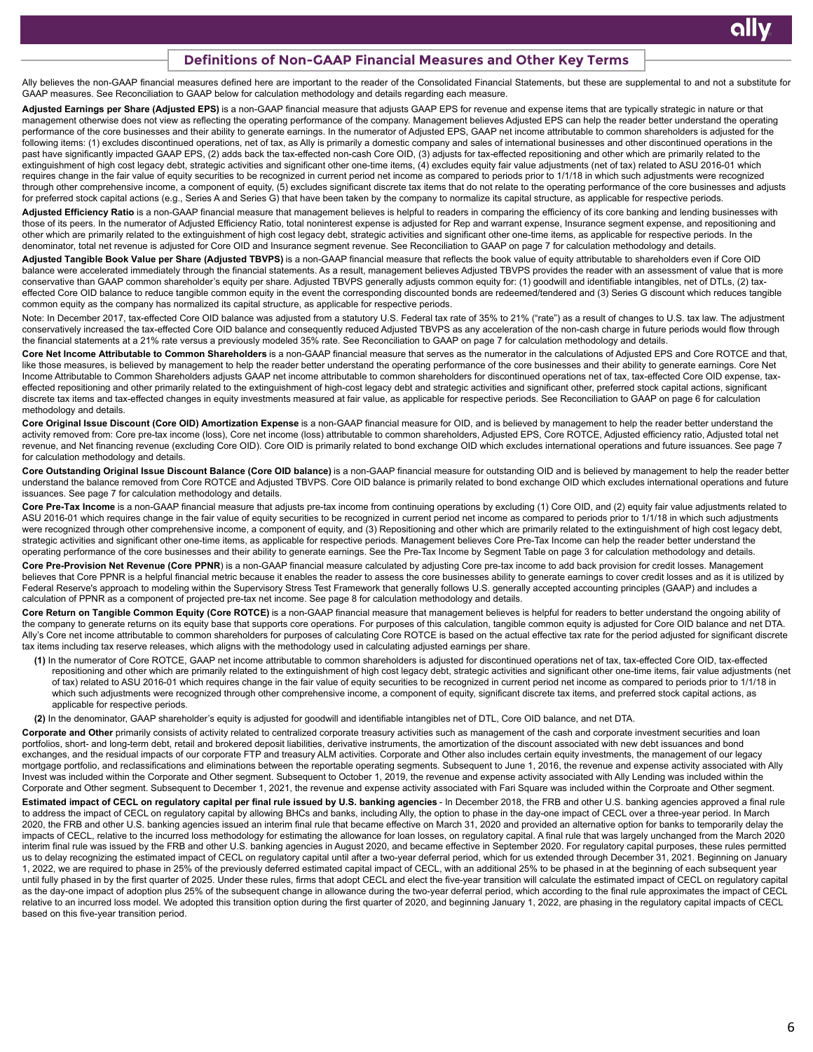## Definitions of Non-GAAP Financial Measures and Other Key Terms

Ally believes the non-GAAP financial measures defined here are important to the reader of the Consolidated Financial Statements, but these are supplemental to and not a substitute for GAAP measures. See Reconciliation to GAAP below for calculation methodology and details regarding each measure.

**Adjusted Earnings per Share (Adjusted EPS)** is a non-GAAP financial measure that adjusts GAAP EPS for revenue and expense items that are typically strategic in nature or that management otherwise does not view as reflecting the operating performance of the company. Management believes Adjusted EPS can help the reader better understand the operating performance of the core businesses and their ability to generate earnings. In the numerator of Adjusted EPS, GAAP net income attributable to common shareholders is adjusted for the following items: (1) excludes discontinued operations, net of tax, as Ally is primarily a domestic company and sales of international businesses and other discontinued operations in the past have significantly impacted GAAP EPS, (2) adds back the tax-effected non-cash Core OID, (3) adjusts for tax-effected repositioning and other which are primarily related to the extinguishment of high cost legacy debt, strategic activities and significant other one-time items, (4) excludes equity fair value adjustments (net of tax) related to ASU 2016-01 which requires change in the fair value of equity securities to be recognized in current period net income as compared to periods prior to 1/1/18 in which such adjustments were recognized through other comprehensive income, a component of equity, (5) excludes significant discrete tax items that do not relate to the operating performance of the core businesses and adjusts for preferred stock capital actions (e.g., Series A and Series G) that have been taken by the company to normalize its capital structure, as applicable for respective periods.

**Adjusted Efficiency Ratio** is a non-GAAP financial measure that management believes is helpful to readers in comparing the efficiency of its core banking and lending businesses with those of its peers. In the numerator of Adjusted Efficiency Ratio, total noninterest expense is adjusted for Rep and warrant expense, Insurance segment expense, and repositioning and other which are primarily related to the extinguishment of high cost legacy debt, strategic activities and significant other one-time items, as applicable for respective periods. In the denominator, total net revenue is adjusted for Core OID and Insurance segment revenue. See Reconciliation to GAAP on page 7 for calculation methodology and details.

**Adjusted Tangible Book Value per Share (Adjusted TBVPS)** is a non-GAAP financial measure that reflects the book value of equity attributable to shareholders even if Core OID balance were accelerated immediately through the financial statements. As a result, management believes Adjusted TBVPS provides the reader with an assessment of value that is more conservative than GAAP common shareholder's equity per share. Adjusted TBVPS generally adjusts common equity for: (1) goodwill and identifiable intangibles, net of DTLs, (2) tax-effected Core OID balance to reduce tangible common equity in the event the corresponding discounted bonds are redeemed/tendered and (3) Series G discount which reduces tangible common equity as the company has normalized its capital structure, as applicable for respective periods.

Note: In December 2017, tax-effected Core OID balance was adjusted from a statutory U.S. Federal tax rate of 35% to 21% ("rate") as a result of changes to U.S. tax law. The adjustment conservatively increased the tax-effected Core OID balance and consequently reduced Adjusted TBVPS as any acceleration of the non-cash charge in future periods would flow through the financial statements at a 21% rate versus a previously modeled 35% rate. See Reconciliation to GAAP on page 7 for calculation methodology and details.

**Core Net Income Attributable to Common Shareholders** is a non-GAAP financial measure that serves as the numerator in the calculations of Adjusted EPS and Core ROTCE and that, like those measures, is believed by management to help the reader better understand the operating performance of the core businesses and their ability to generate earnings. Core Net Income Attributable to Common Shareholders adjusts GAAP net income attributable to common shareholders for discontinued operations net of tax, tax-effected Core OID expense, tax-effected repositioning and other primarily related to the extinguishment of high-cost legacy debt and strategic activities and significant other, preferred stock capital actions, significant discrete tax items and tax-effected changes in equity investments measured at fair value, as applicable for respective periods. See Reconciliation to GAAP on page 6 for calculation methodology and details.

**Core Original Issue Discount (Core OID) Amortization Expense** is a non-GAAP financial measure for OID, and is believed by management to help the reader better understand the activity removed from: Core pre-tax income (loss), Core net income (loss) attributable to common shareholders, Adjusted EPS, Core ROTCE, Adjusted efficiency ratio, Adjusted total net revenue, and Net financing revenue (excluding Core OID). Core OID is primarily related to bond exchange OID which excludes international operations and future issuances. See page 7 for calculation methodology and details.

**Core Outstanding Original Issue Discount Balance (Core OID balance)** is a non-GAAP financial measure for outstanding OID and is believed by management to help the reader better understand the balance removed from Core ROTCE and Adjusted TBVPS. Core OID balance is primarily related to bond exchange OID which excludes international operations and future issuances. See page 7 for calculation methodology and details.

**Core Pre-Tax Income** is a non-GAAP financial measure that adjusts pre-tax income from continuing operations by excluding (1) Core OID, and (2) equity fair value adjustments related to ASU 2016-01 which requires change in the fair value of equity securities to be recognized in current period net income as compared to periods prior to 1/1/18 in which such adjustments were recognized through other comprehensive income, a component of equity, and (3) Repositioning and other which are primarily related to the extinguishment of high cost legacy debt, strategic activities and significant other one-time items, as applicable for respective periods. Management believes Core Pre-Tax Income can help the reader better understand the operating performance of the core businesses and their ability to generate earnings. See the Pre-Tax Income by Segment Table on page 3 for calculation methodology and details.

**Core Pre-Provision Net Revenue (Core PPNR**) is a non-GAAP financial measure calculated by adjusting Core pre-tax income to add back provision for credit losses. Management believes that Core PPNR is a helpful financial metric because it enables the reader to assess the core businesses ability to generate earnings to cover credit losses and as it is utilized by Federal Reserve's approach to modeling within the Supervisory Stress Test Framework that generally follows U.S. generally accepted accounting principles (GAAP) and includes a calculation of PPNR as a component of projected pre-tax net income. See page 8 for calculation methodology and details.

**Core Return on Tangible Common Equity (Core ROTCE)** is a non-GAAP financial measure that management believes is helpful for readers to better understand the ongoing ability of the company to generate returns on its equity base that supports core operations. For purposes of this calculation, tangible common equity is adjusted for Core OID balance and net DTA. Ally's Core net income attributable to common shareholders for purposes of calculating Core ROTCE is based on the actual effective tax rate for the period adjusted for significant discrete tax items including tax reserve releases, which aligns with the methodology used in calculating adjusted earnings per share.

- **(1)** In the numerator of Core ROTCE, GAAP net income attributable to common shareholders is adjusted for discontinued operations net of tax, tax-effected Core OID, tax-effected repositioning and other which are primarily related to the extinguishment of high cost legacy debt, strategic activities and significant other one-time items, fair value adjustments (net of tax) related to ASU 2016-01 which requires change in the fair value of equity securities to be recognized in current period net income as compared to periods prior to 1/1/18 in which such adjustments were recognized through other comprehensive income, a component of equity, significant discrete tax items, and preferred stock capital actions, as applicable for respective periods.
- **(2)** In the denominator, GAAP shareholder's equity is adjusted for goodwill and identifiable intangibles net of DTL, Core OID balance, and net DTA.

**Corporate and Other** primarily consists of activity related to centralized corporate treasury activities such as management of the cash and corporate investment securities and loan portfolios, short- and long-term debt, retail and brokered deposit liabilities, derivative instruments, the amortization of the discount associated with new debt issuances and bond exchanges, and the residual impacts of our corporate FTP and treasury ALM activities. Corporate and Other also includes certain equity investments, the management of our legacy mortgage portfolio, and reclassifications and eliminations between the reportable operating segments. Subsequent to June 1, 2016, the revenue and expense activity associated with Ally Invest was included within the Corporate and Other segment. Subsequent to October 1, 2019, the revenue and expense activity associated with Ally Lending was included within the Corporate and Other segment. Subsequent to December 1, 2021, the revenue and expense activity associated with Fari Square was included within the Croprate and Other segment.

**Estimated impact of CECL on regulatory capital per final rule issued by U.S. banking agencies** - In December 2018, the FRB and other U.S. banking agencies approved a final rule to address the impact of CECL on regulatory capital by allowing BHCs and banks, including Ally, the option to phase in the day-one impact of CECL over a three-year period. In March 2020, the FRB and other U.S. banking agencies issued an interim final rule that became effective on March 31, 2020 and provided an alternative option for banks to temporarily delay the impacts of CECL, relative to the incurred loss methodology for estimating the allowance for loan losses, on regulatory capital. A final rule that was largely unchanged from the March 2020 interim final rule was issued by the FRB and other U.S. banking agencies in August 2020, and became effective in September 2020. For regulatory capital purposes, these rules permitted us to delay recognizing the estimated impact of CECL on regulatory capital until after a two-year deferral period, which for us extended through December 31, 2021. Beginning on January 1, 2022, we are required to phase in 25% of the previously deferred estimated capital impact of CECL, with an additional 25% to be phased in at the beginning of each subsequent year until fully phased in by the first quarter of 2025. Under these rules, firms that adopt CECL and elect the five-year transition will calculate the estimated impact of CECL on regulatory capital as the day-one impact of adoption plus 25% of the subsequent change in allowance during the two-year deferral period, which according to the final rule approximates the impact of CECL relative to an incurred loss model. We adopted this transition option during the first quarter of 2020, and beginning January 1, 2022, are phasing in the regulatory capital impacts of CECL based on this five-year transition period.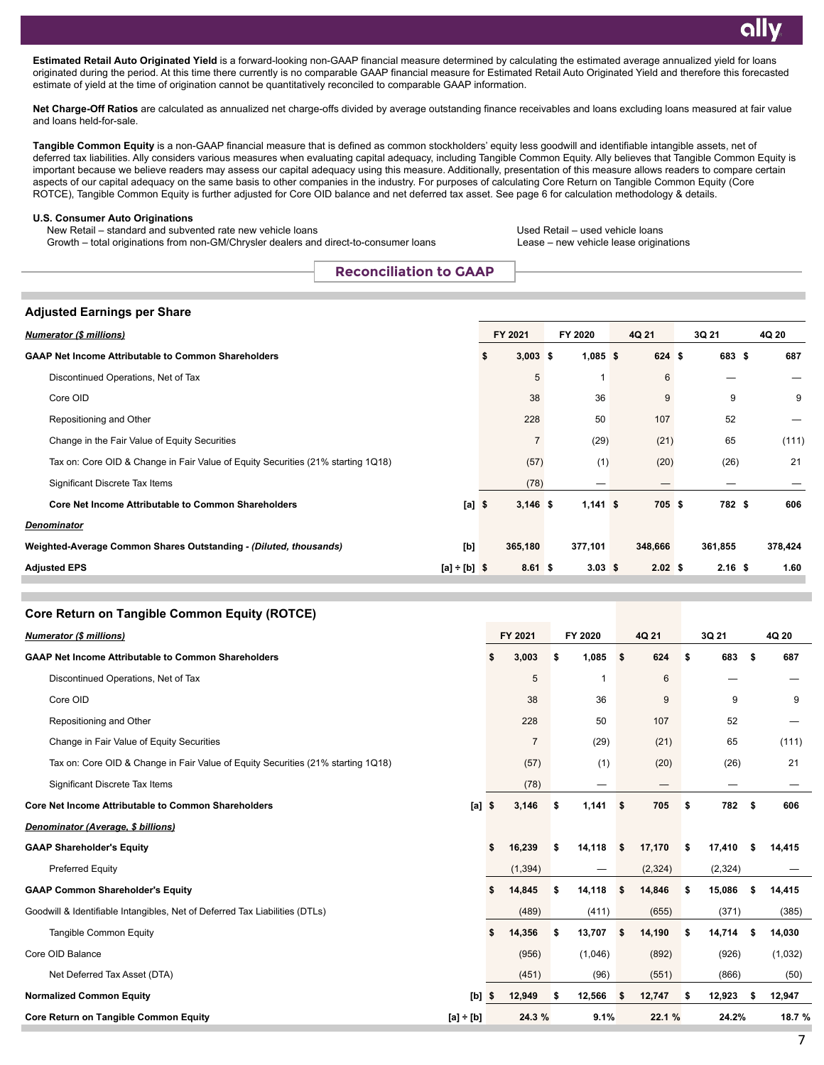**Estimated Retail Auto Originated Yield** is a forward-looking non-GAAP financial measure determined by calculating the estimated average annualized yield for loans originated during the period. At this time there currently is no comparable GAAP financial measure for Estimated Retail Auto Originated Yield and therefore this forecasted estimate of yield at the time of origination cannot be quantitatively reconciled to comparable GAAP information.

**Net Charge-Off Ratios** are calculated as annualized net charge-offs divided by average outstanding finance receivables and loans excluding loans measured at fair value and loans held-for-sale.

**Tangible Common Equity** is a non-GAAP financial measure that is defined as common stockholders' equity less goodwill and identifiable intangible assets, net of deferred tax liabilities. Ally considers various measures when evaluating capital adequacy, including Tangible Common Equity. Ally believes that Tangible Common Equity is important because we believe readers may assess our capital adequacy using this measure. Additionally, presentation of this measure allows readers to compare certain aspects of our capital adequacy on the same basis to other companies in the industry. For purposes of calculating Core Return on Tangible Common Equity (Core ROTCE), Tangible Common Equity is further adjusted for Core OID balance and net deferred tax asset. See page 6 for calculation methodology & details.

**U.S. Consumer Auto Originations**

- New Retail – standard and subvented rate new vehicle loans
- Growth – total originations from non-GM/Chrysler dealers and direct-to-consumer loans
- Used Retail – used vehicle loans
- Lease – new vehicle lease originations

## Reconciliation to GAAP

### Adjusted Earnings per Share

| *Numerator ($ millions)* | | FY 2021 | FY 2020 | 4Q 21 | 3Q 21 | 4Q 20 |
|---|---|---|---|---|---|---|
| **GAAP Net Income Attributable to Common Shareholders** | | $ 3,003 | $ 1,085 | $ 624 | $ 683 | $ 687 |
| Discontinued Operations, Net of Tax | | 5 | 1 | 6 | — | — |
| Core OID | | 38 | 36 | 9 | 9 | 9 |
| Repositioning and Other | | 228 | 50 | 107 | 52 | — |
| Change in the Fair Value of Equity Securities | | 7 | (29) | (21) | 65 | (111) |
| Tax on: Core OID & Change in Fair Value of Equity Securities (21% starting 1Q18) | | (57) | (1) | (20) | (26) | 21 |
| Significant Discrete Tax Items | | (78) | — | — | — | — |
| **Core Net Income Attributable to Common Shareholders** | [a] | $ 3,146 | $ 1,141 | $ 705 | $ 782 | $ 606 |
| ***Denominator*** | | | | | | |
| **Weighted-Average Common Shares Outstanding - *(Diluted, thousands)*** | [b] | 365,180 | 377,101 | 348,666 | 361,855 | 378,424 |
| **Adjusted EPS** | [a] ÷ [b] | $ 8.61 | $ 3.03 | $ 2.02 | $ 2.16 | $ 1.60 |

### Core Return on Tangible Common Equity (ROTCE)

| *Numerator ($ millions)* | | FY 2021 | FY 2020 | 4Q 21 | 3Q 21 | 4Q 20 |
|---|---|---|---|---|---|---|
| **GAAP Net Income Attributable to Common Shareholders** | | $ 3,003 | $ 1,085 | $ 624 | $ 683 | $ 687 |
| Discontinued Operations, Net of Tax | | 5 | 1 | 6 | — | — |
| Core OID | | 38 | 36 | 9 | 9 | 9 |
| Repositioning and Other | | 228 | 50 | 107 | 52 | — |
| Change in Fair Value of Equity Securities | | 7 | (29) | (21) | 65 | (111) |
| Tax on: Core OID & Change in Fair Value of Equity Securities (21% starting 1Q18) | | (57) | (1) | (20) | (26) | 21 |
| Significant Discrete Tax Items | | (78) | — | — | — | — |
| **Core Net Income Attributable to Common Shareholders** | [a] | $ 3,146 | $ 1,141 | $ 705 | $ 782 | $ 606 |
| ***Denominator (Average, $ billions)*** | | | | | | |
| **GAAP Shareholder's Equity** | | $ 16,239 | $ 14,118 | $ 17,170 | $ 17,410 | $ 14,415 |
| Preferred Equity | | (1,394) | — | (2,324) | (2,324) | — |
| **GAAP Common Shareholder's Equity** | | $ 14,845 | $ 14,118 | $ 14,846 | $ 15,086 | $ 14,415 |
| Goodwill & Identifiable Intangibles, Net of Deferred Tax Liabilities (DTLs) | | (489) | (411) | (655) | (371) | (385) |
| Tangible Common Equity | | $ 14,356 | $ 13,707 | $ 14,190 | $ 14,714 | $ 14,030 |
| Core OID Balance | | (956) | (1,046) | (892) | (926) | (1,032) |
| Net Deferred Tax Asset (DTA) | | (451) | (96) | (551) | (866) | (50) |
| **Normalized Common Equity** | [b] | $ 12,949 | $ 12,566 | $ 12,747 | $ 12,923 | $ 12,947 |
| **Core Return on Tangible Common Equity** | [a] ÷ [b] | 24.3 % | 9.1% | 22.1 % | 24.2% | 18.7 % |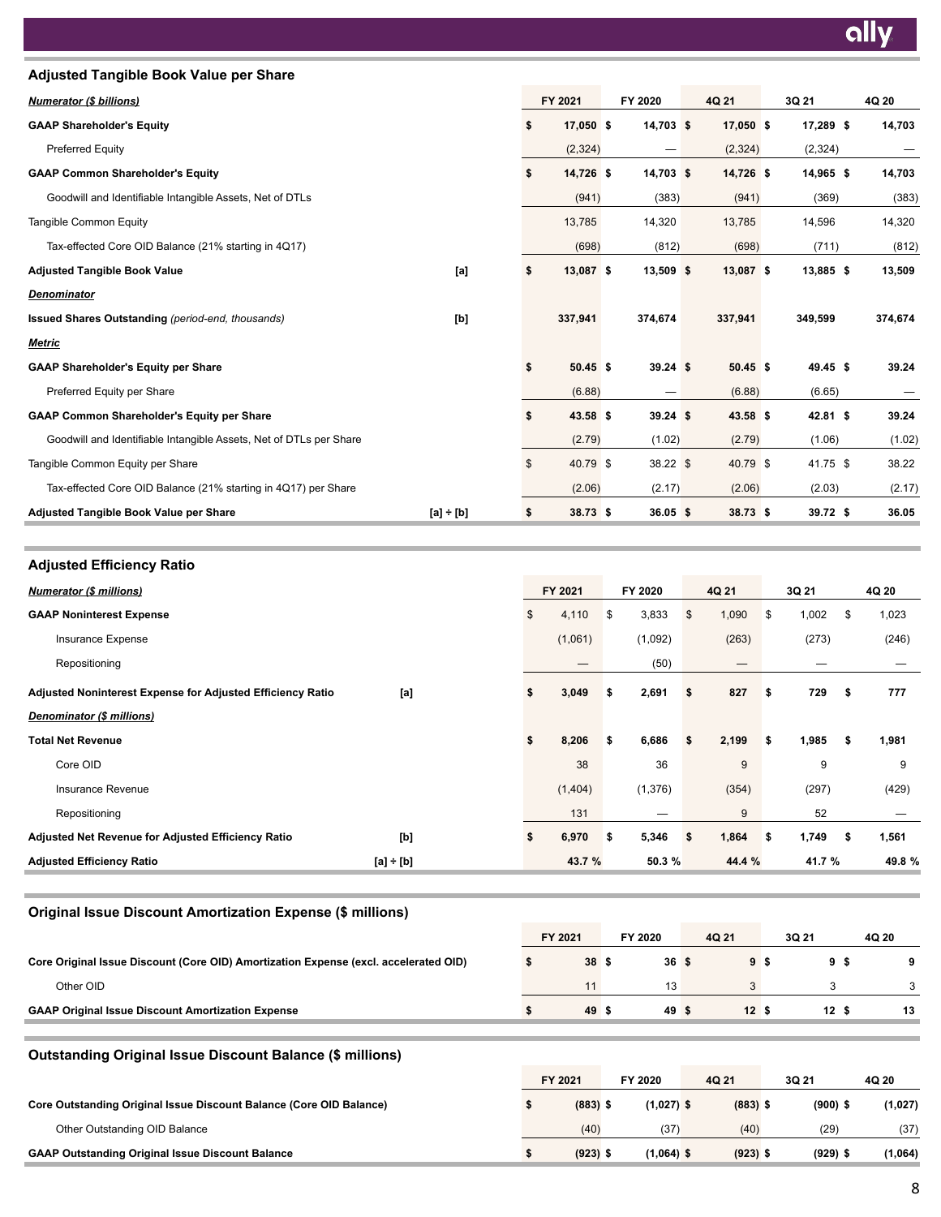## Adjusted Tangible Book Value per Share

| ***Numerator ($ billions)*** | | FY 2021 | FY 2020 | 4Q 21 | 3Q 21 | 4Q 20 |
|---|---|---|---|---|---|---|
| **GAAP Shareholder's Equity** | | **$ 17,050** | **$ 14,703** | **$ 17,050** | **$ 17,289** | **$ 14,703** |
| Preferred Equity | | (2,324) | — | (2,324) | (2,324) | — |
| **GAAP Common Shareholder's Equity** | | **$ 14,726** | **$ 14,703** | **$ 14,726** | **$ 14,965** | **$ 14,703** |
| Goodwill and Identifiable Intangible Assets, Net of DTLs | | (941) | (383) | (941) | (369) | (383) |
| Tangible Common Equity | | 13,785 | 14,320 | 13,785 | 14,596 | 14,320 |
| Tax-effected Core OID Balance (21% starting in 4Q17) | | (698) | (812) | (698) | (711) | (812) |
| **Adjusted Tangible Book Value** | [a] | **$ 13,087** | **$ 13,509** | **$ 13,087** | **$ 13,885** | **$ 13,509** |
| ***Denominator*** | | | | | | |
| **Issued Shares Outstanding** *(period-end, thousands)* | [b] | **337,941** | **374,674** | **337,941** | **349,599** | **374,674** |
| ***Metric*** | | | | | | |
| **GAAP Shareholder's Equity per Share** | | **$ 50.45** | **$ 39.24** | **$ 50.45** | **$ 49.45** | **$ 39.24** |
| Preferred Equity per Share | | (6.88) | — | (6.88) | (6.65) | — |
| **GAAP Common Shareholder's Equity per Share** | | **$ 43.58** | **$ 39.24** | **$ 43.58** | **$ 42.81** | **$ 39.24** |
| Goodwill and Identifiable Intangible Assets, Net of DTLs per Share | | (2.79) | (1.02) | (2.79) | (1.06) | (1.02) |
| Tangible Common Equity per Share | | $ 40.79 | $ 38.22 | $ 40.79 | $ 41.75 | $ 38.22 |
| Tax-effected Core OID Balance (21% starting in 4Q17) per Share | | (2.06) | (2.17) | (2.06) | (2.03) | (2.17) |
| **Adjusted Tangible Book Value per Share** | [a] ÷ [b] | **$ 38.73** | **$ 36.05** | **$ 38.73** | **$ 39.72** | **$ 36.05** |

## Adjusted Efficiency Ratio

| ***Numerator ($ millions)*** | | FY 2021 | FY 2020 | 4Q 21 | 3Q 21 | 4Q 20 |
|---|---|---|---|---|---|---|
| **GAAP Noninterest Expense** | | $ 4,110 | $ 3,833 | $ 1,090 | $ 1,002 | $ 1,023 |
| Insurance Expense | | (1,061) | (1,092) | (263) | (273) | (246) |
| Repositioning | | — | (50) | — | — | — |
| **Adjusted Noninterest Expense for Adjusted Efficiency Ratio** | [a] | **$ 3,049** | **$ 2,691** | **$ 827** | **$ 729** | **$ 777** |
| ***Denominator ($ millions)*** | | | | | | |
| **Total Net Revenue** | | **$ 8,206** | **$ 6,686** | **$ 2,199** | **$ 1,985** | **$ 1,981** |
| Core OID | | 38 | 36 | 9 | 9 | 9 |
| Insurance Revenue | | (1,404) | (1,376) | (354) | (297) | (429) |
| Repositioning | | 131 | — | 9 | 52 | — |
| **Adjusted Net Revenue for Adjusted Efficiency Ratio** | [b] | **$ 6,970** | **$ 5,346** | **$ 1,864** | **$ 1,749** | **$ 1,561** |
| **Adjusted Efficiency Ratio** | [a] ÷ [b] | **43.7 %** | **50.3 %** | **44.4 %** | **41.7 %** | **49.8 %** |

## Original Issue Discount Amortization Expense ($ millions)

| | FY 2021 | FY 2020 | 4Q 21 | 3Q 21 | 4Q 20 |
|---|---|---|---|---|---|
| **Core Original Issue Discount (Core OID) Amortization Expense (excl. accelerated OID)** | **$ 38** | **$ 36** | **$ 9** | **$ 9** | **$ 9** |
| Other OID | 11 | 13 | 3 | 3 | 3 |
| **GAAP Original Issue Discount Amortization Expense** | **$ 49** | **$ 49** | **$ 12** | **$ 12** | **$ 13** |

## Outstanding Original Issue Discount Balance ($ millions)

| | FY 2021 | FY 2020 | 4Q 21 | 3Q 21 | 4Q 20 |
|---|---|---|---|---|---|
| **Core Outstanding Original Issue Discount Balance (Core OID Balance)** | **$ (883)** | **$ (1,027)** | **$ (883)** | **$ (900)** | **$ (1,027)** |
| Other Outstanding OID Balance | (40) | (37) | (40) | (29) | (37) |
| **GAAP Outstanding Original Issue Discount Balance** | **$ (923)** | **$ (1,064)** | **$ (923)** | **$ (929)** | **$ (1,064)** |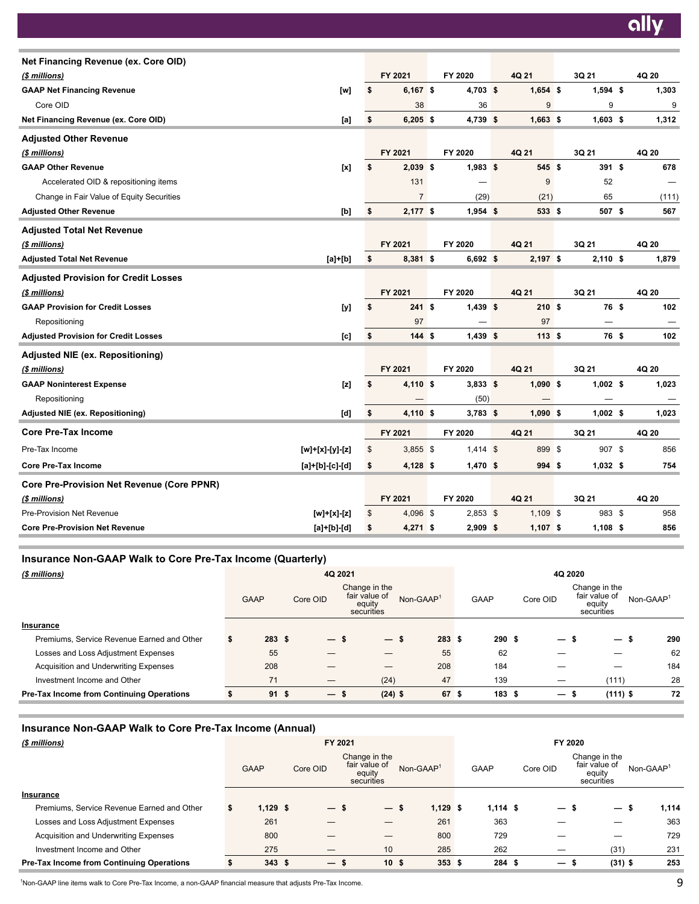## Net Financing Revenue (ex. Core OID)

| ($ millions) | | FY 2021 | FY 2020 | 4Q 21 | 3Q 21 | 4Q 20 |
|---|---|---|---|---|---|---|
| **GAAP Net Financing Revenue** | [w] | $ 6,167 | $ 4,703 | $ 1,654 | $ 1,594 | $ 1,303 |
| Core OID | | 38 | 36 | 9 | 9 | 9 |
| **Net Financing Revenue (ex. Core OID)** | [a] | $ 6,205 | $ 4,739 | $ 1,663 | $ 1,603 | $ 1,312 |

## Adjusted Other Revenue

| ($ millions) | | FY 2021 | FY 2020 | 4Q 21 | 3Q 21 | 4Q 20 |
|---|---|---|---|---|---|---|
| **GAAP Other Revenue** | [x] | $ 2,039 | $ 1,983 | $ 545 | $ 391 | $ 678 |
| Accelerated OID & repositioning items | | 131 | — | 9 | 52 | — |
| Change in Fair Value of Equity Securities | | 7 | (29) | (21) | 65 | (111) |
| **Adjusted Other Revenue** | [b] | $ 2,177 | $ 1,954 | $ 533 | $ 507 | $ 567 |

## Adjusted Total Net Revenue

| ($ millions) | | FY 2021 | FY 2020 | 4Q 21 | 3Q 21 | 4Q 20 |
|---|---|---|---|---|---|---|
| **Adjusted Total Net Revenue** | [a]+[b] | $ 8,381 | $ 6,692 | $ 2,197 | $ 2,110 | $ 1,879 |

## Adjusted Provision for Credit Losses

| ($ millions) | | FY 2021 | FY 2020 | 4Q 21 | 3Q 21 | 4Q 20 |
|---|---|---|---|---|---|---|
| **GAAP Provision for Credit Losses** | [y] | $ 241 | $ 1,439 | $ 210 | $ 76 | $ 102 |
| Repositioning | | 97 | — | 97 | — | — |
| **Adjusted Provision for Credit Losses** | [c] | $ 144 | $ 1,439 | $ 113 | $ 76 | $ 102 |

## Adjusted NIE (ex. Repositioning)

| ($ millions) | | FY 2021 | FY 2020 | 4Q 21 | 3Q 21 | 4Q 20 |
|---|---|---|---|---|---|---|
| **GAAP Noninterest Expense** | [z] | $ 4,110 | $ 3,833 | $ 1,090 | $ 1,002 | $ 1,023 |
| Repositioning | | — | (50) | — | — | — |
| **Adjusted NIE (ex. Repositioning)** | [d] | $ 4,110 | $ 3,783 | $ 1,090 | $ 1,002 | $ 1,023 |

## Core Pre-Tax Income

| | | FY 2021 | FY 2020 | 4Q 21 | 3Q 21 | 4Q 20 |
|---|---|---|---|---|---|---|
| Pre-Tax Income | [w]+[x]-[y]-[z] | $ 3,855 | $ 1,414 | $ 899 | $ 907 | $ 856 |
| **Core Pre-Tax Income** | [a]+[b]-[c]-[d] | $ 4,128 | $ 1,470 | $ 994 | $ 1,032 | $ 754 |

## Core Pre-Provision Net Revenue (Core PPNR)

| ($ millions) | | FY 2021 | FY 2020 | 4Q 21 | 3Q 21 | 4Q 20 |
|---|---|---|---|---|---|---|
| Pre-Provision Net Revenue | [w]+[x]-[z] | $ 4,096 | $ 2,853 | $ 1,109 | $ 983 | $ 958 |
| **Core Pre-Provision Net Revenue** | [a]+[b]-[d] | $ 4,271 | $ 2,909 | $ 1,107 | $ 1,108 | $ 856 |

## Insurance Non-GAAP Walk to Core Pre-Tax Income (Quarterly)

| ($ millions) | 4Q 2021 | | | | 4Q 2020 | | | |
|---|---|---|---|---|---|---|---|---|
| | GAAP | Core OID | Change in the fair value of equity securities | Non-GAAP[1] | GAAP | Core OID | Change in the fair value of equity securities | Non-GAAP[1] |
| **Insurance** | | | | | | | | |
| Premiums, Service Revenue Earned and Other | $ 283 | $ — | $ — | $ 283 | $ 290 | $ — | $ — | $ 290 |
| Losses and Loss Adjustment Expenses | 55 | — | — | 55 | 62 | — | — | 62 |
| Acquisition and Underwriting Expenses | 208 | — | — | 208 | 184 | — | — | 184 |
| Investment Income and Other | 71 | — | (24) | 47 | 139 | — | (111) | 28 |
| **Pre-Tax Income from Continuing Operations** | $ 91 | $ — | $ (24) | $ 67 | $ 183 | $ — | $ (111) | $ 72 |

## Insurance Non-GAAP Walk to Core Pre-Tax Income (Annual)

| ($ millions) | FY 2021 | | | | FY 2020 | | | |
|---|---|---|---|---|---|---|---|---|
| | GAAP | Core OID | Change in the fair value of equity securities | Non-GAAP[1] | GAAP | Core OID | Change in the fair value of equity securities | Non-GAAP[1] |
| **Insurance** | | | | | | | | |
| Premiums, Service Revenue Earned and Other | $ 1,129 | $ — | $ — | $ 1,129 | $ 1,114 | $ — | $ — | $ 1,114 |
| Losses and Loss Adjustment Expenses | 261 | — | — | 261 | 363 | — | — | 363 |
| Acquisition and Underwriting Expenses | 800 | — | — | 800 | 729 | — | — | 729 |
| Investment Income and Other | 275 | — | 10 | 285 | 262 | — | (31) | 231 |
| **Pre-Tax Income from Continuing Operations** | $ 343 | $ — | $ 10 | $ 353 | $ 284 | $ — | $ (31) | $ 253 |

[1]Non-GAAP line items walk to Core Pre-Tax Income, a non-GAAP financial measure that adjusts Pre-Tax Income.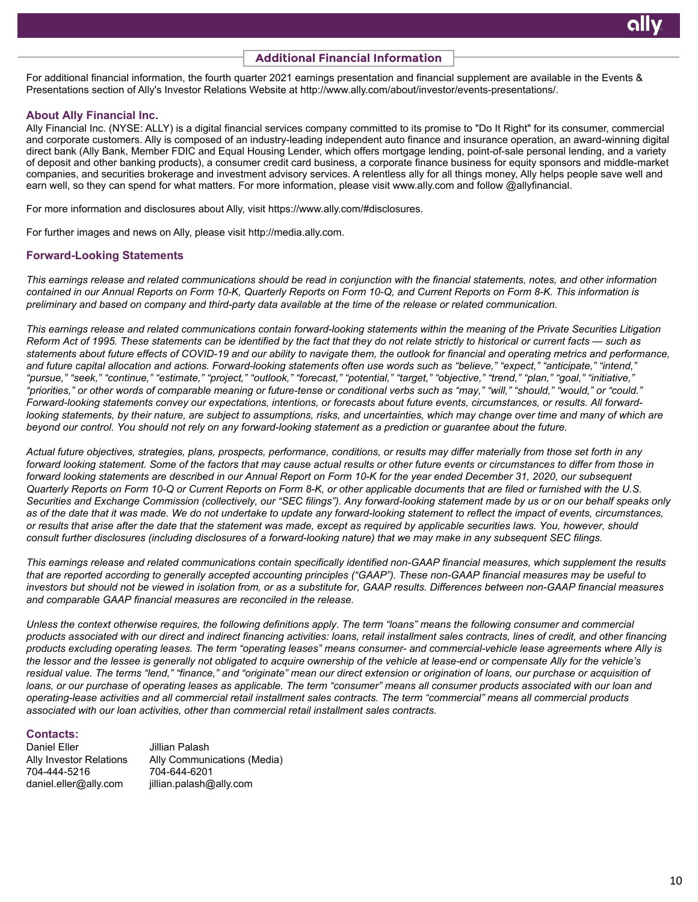## Additional Financial Information

For additional financial information, the fourth quarter 2021 earnings presentation and financial supplement are available in the Events & Presentations section of Ally's Investor Relations Website at http://www.ally.com/about/investor/events-presentations/.

### About Ally Financial Inc.

Ally Financial Inc. (NYSE: ALLY) is a digital financial services company committed to its promise to "Do It Right" for its consumer, commercial and corporate customers. Ally is composed of an industry-leading independent auto finance and insurance operation, an award-winning digital direct bank (Ally Bank, Member FDIC and Equal Housing Lender, which offers mortgage lending, point-of-sale personal lending, and a variety of deposit and other banking products), a consumer credit card business, a corporate finance business for equity sponsors and middle-market companies, and securities brokerage and investment advisory services. A relentless ally for all things money, Ally helps people save well and earn well, so they can spend for what matters. For more information, please visit www.ally.com and follow @allyfinancial.

For more information and disclosures about Ally, visit https://www.ally.com/#disclosures.

For further images and news on Ally, please visit http://media.ally.com.

### Forward-Looking Statements

*This earnings release and related communications should be read in conjunction with the financial statements, notes, and other information contained in our Annual Reports on Form 10-K, Quarterly Reports on Form 10-Q, and Current Reports on Form 8-K. This information is preliminary and based on company and third-party data available at the time of the release or related communication.*

*This earnings release and related communications contain forward-looking statements within the meaning of the Private Securities Litigation Reform Act of 1995. These statements can be identified by the fact that they do not relate strictly to historical or current facts — such as statements about future effects of COVID-19 and our ability to navigate them, the outlook for financial and operating metrics and performance, and future capital allocation and actions. Forward-looking statements often use words such as "believe," "expect," "anticipate," "intend," "pursue," "seek," "continue," "estimate," "project," "outlook," "forecast," "potential," "target," "objective," "trend," "plan," "goal," "initiative," "priorities," or other words of comparable meaning or future-tense or conditional verbs such as "may," "will," "should," "would," or "could." Forward-looking statements convey our expectations, intentions, or forecasts about future events, circumstances, or results. All forward-looking statements, by their nature, are subject to assumptions, risks, and uncertainties, which may change over time and many of which are beyond our control. You should not rely on any forward-looking statement as a prediction or guarantee about the future.*

*Actual future objectives, strategies, plans, prospects, performance, conditions, or results may differ materially from those set forth in any forward looking statement. Some of the factors that may cause actual results or other future events or circumstances to differ from those in forward looking statements are described in our Annual Report on Form 10-K for the year ended December 31, 2020, our subsequent Quarterly Reports on Form 10-Q or Current Reports on Form 8-K, or other applicable documents that are filed or furnished with the U.S. Securities and Exchange Commission (collectively, our "SEC filings"). Any forward-looking statement made by us or on our behalf speaks only as of the date that it was made. We do not undertake to update any forward-looking statement to reflect the impact of events, circumstances, or results that arise after the date that the statement was made, except as required by applicable securities laws. You, however, should consult further disclosures (including disclosures of a forward-looking nature) that we may make in any subsequent SEC filings.*

*This earnings release and related communications contain specifically identified non-GAAP financial measures, which supplement the results that are reported according to generally accepted accounting principles ("GAAP"). These non-GAAP financial measures may be useful to investors but should not be viewed in isolation from, or as a substitute for, GAAP results. Differences between non-GAAP financial measures and comparable GAAP financial measures are reconciled in the release.*

*Unless the context otherwise requires, the following definitions apply. The term "loans" means the following consumer and commercial products associated with our direct and indirect financing activities: loans, retail installment sales contracts, lines of credit, and other financing products excluding operating leases. The term "operating leases" means consumer- and commercial-vehicle lease agreements where Ally is the lessor and the lessee is generally not obligated to acquire ownership of the vehicle at lease-end or compensate Ally for the vehicle's residual value. The terms "lend," "finance," and "originate" mean our direct extension or origination of loans, our purchase or acquisition of loans, or our purchase of operating leases as applicable. The term "consumer" means all consumer products associated with our loan and operating-lease activities and all commercial retail installment sales contracts. The term "commercial" means all commercial products associated with our loan activities, other than commercial retail installment sales contracts.*

### Contacts:

| | |
|---|---|
| Daniel Eller | Jillian Palash |
| Ally Investor Relations | Ally Communications (Media) |
| 704-444-5216 | 704-644-6201 |
| daniel.eller@ally.com | jillian.palash@ally.com |